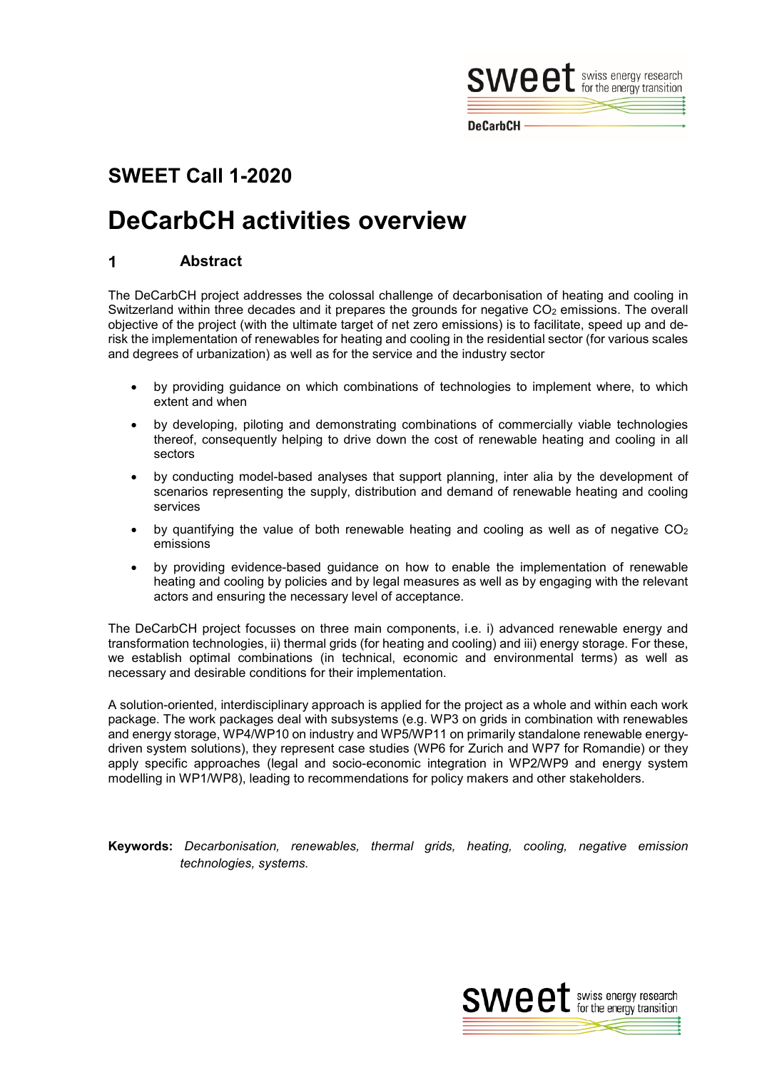## SWEET Call 1-2020

# DeCarbCH activities overview

## 1 Abstract

The DeCarbCH project addresses the colossal challenge of decarbonisation of heating and cooling in Switzerland within three decades and it prepares the grounds for negative $CO_2$ emissions. The overall objective of the project (with the ultimate target of net zero emissions) is to facilitate, speed up and de-risk the implementation of renewables for heating and cooling in the residential sector (for various scales and degrees of urbanization) as well as for the service and the industry sector

- by providing guidance on which combinations of technologies to implement where, to which extent and when
- by developing, piloting and demonstrating combinations of commercially viable technologies thereof, consequently helping to drive down the cost of renewable heating and cooling in all sectors
- by conducting model-based analyses that support planning, inter alia by the development of scenarios representing the supply, distribution and demand of renewable heating and cooling services
- by quantifying the value of both renewable heating and cooling as well as of negative $CO_2$ emissions
- by providing evidence-based guidance on how to enable the implementation of renewable heating and cooling by policies and by legal measures as well as by engaging with the relevant actors and ensuring the necessary level of acceptance.

The DeCarbCH project focusses on three main components, i.e. i) advanced renewable energy and transformation technologies, ii) thermal grids (for heating and cooling) and iii) energy storage. For these, we establish optimal combinations (in technical, economic and environmental terms) as well as necessary and desirable conditions for their implementation.

A solution-oriented, interdisciplinary approach is applied for the project as a whole and within each work package. The work packages deal with subsystems (e.g. WP3 on grids in combination with renewables and energy storage, WP4/WP10 on industry and WP5/WP11 on primarily standalone renewable energy-driven system solutions), they represent case studies (WP6 for Zurich and WP7 for Romandie) or they apply specific approaches (legal and socio-economic integration in WP2/WP9 and energy system modelling in WP1/WP8), leading to recommendations for policy makers and other stakeholders.

**Keywords:** *Decarbonisation, renewables, thermal grids, heating, cooling, negative emission technologies, systems.*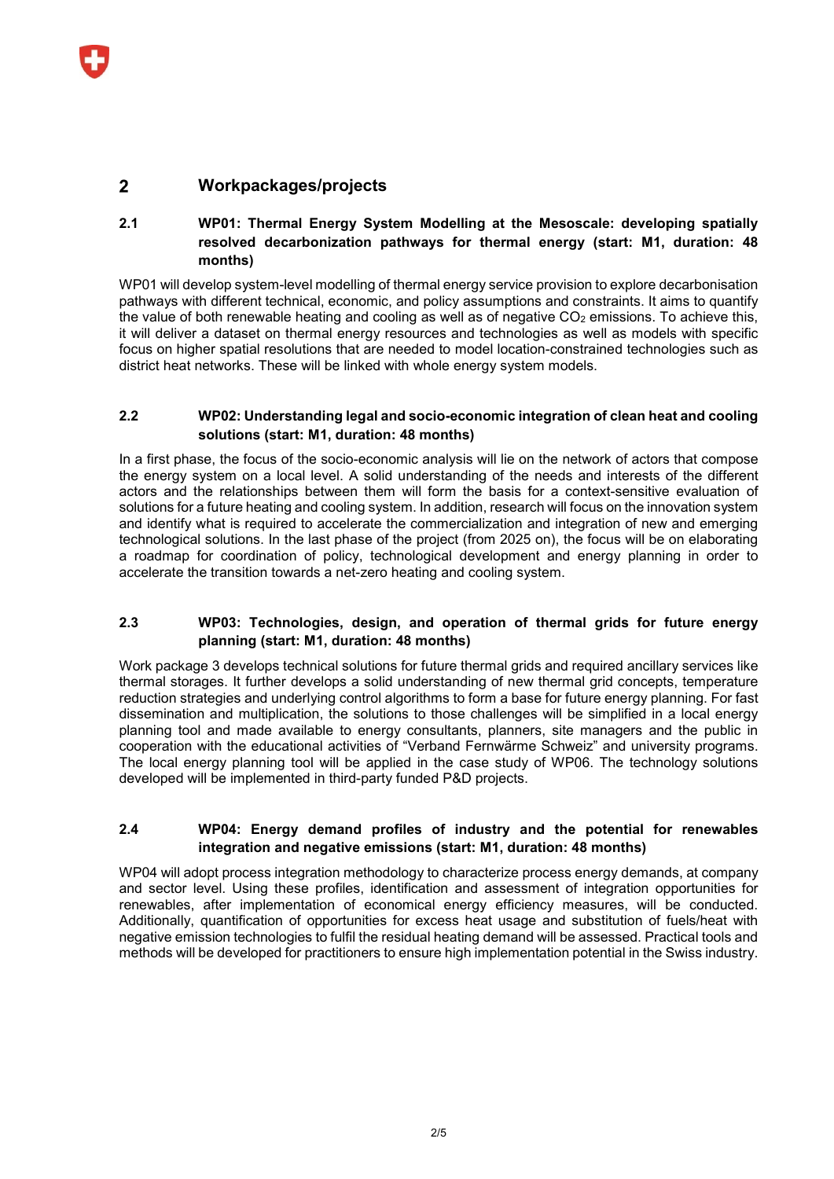## 2 Workpackages/projects

### 2.1 WP01: Thermal Energy System Modelling at the Mesoscale: developing spatially resolved decarbonization pathways for thermal energy (start: M1, duration: 48 months)

WP01 will develop system-level modelling of thermal energy service provision to explore decarbonisation pathways with different technical, economic, and policy assumptions and constraints. It aims to quantify the value of both renewable heating and cooling as well as of negative $CO_2$ emissions. To achieve this, it will deliver a dataset on thermal energy resources and technologies as well as models with specific focus on higher spatial resolutions that are needed to model location-constrained technologies such as district heat networks. These will be linked with whole energy system models.

### 2.2 WP02: Understanding legal and socio-economic integration of clean heat and cooling solutions (start: M1, duration: 48 months)

In a first phase, the focus of the socio-economic analysis will lie on the network of actors that compose the energy system on a local level. A solid understanding of the needs and interests of the different actors and the relationships between them will form the basis for a context-sensitive evaluation of solutions for a future heating and cooling system. In addition, research will focus on the innovation system and identify what is required to accelerate the commercialization and integration of new and emerging technological solutions. In the last phase of the project (from 2025 on), the focus will be on elaborating a roadmap for coordination of policy, technological development and energy planning in order to accelerate the transition towards a net-zero heating and cooling system.

### 2.3 WP03: Technologies, design, and operation of thermal grids for future energy planning (start: M1, duration: 48 months)

Work package 3 develops technical solutions for future thermal grids and required ancillary services like thermal storages. It further develops a solid understanding of new thermal grid concepts, temperature reduction strategies and underlying control algorithms to form a base for future energy planning. For fast dissemination and multiplication, the solutions to those challenges will be simplified in a local energy planning tool and made available to energy consultants, planners, site managers and the public in cooperation with the educational activities of "Verband Fernwärme Schweiz" and university programs. The local energy planning tool will be applied in the case study of WP06. The technology solutions developed will be implemented in third-party funded P&D projects.

### 2.4 WP04: Energy demand profiles of industry and the potential for renewables integration and negative emissions (start: M1, duration: 48 months)

WP04 will adopt process integration methodology to characterize process energy demands, at company and sector level. Using these profiles, identification and assessment of integration opportunities for renewables, after implementation of economical energy efficiency measures, will be conducted. Additionally, quantification of opportunities for excess heat usage and substitution of fuels/heat with negative emission technologies to fulfil the residual heating demand will be assessed. Practical tools and methods will be developed for practitioners to ensure high implementation potential in the Swiss industry.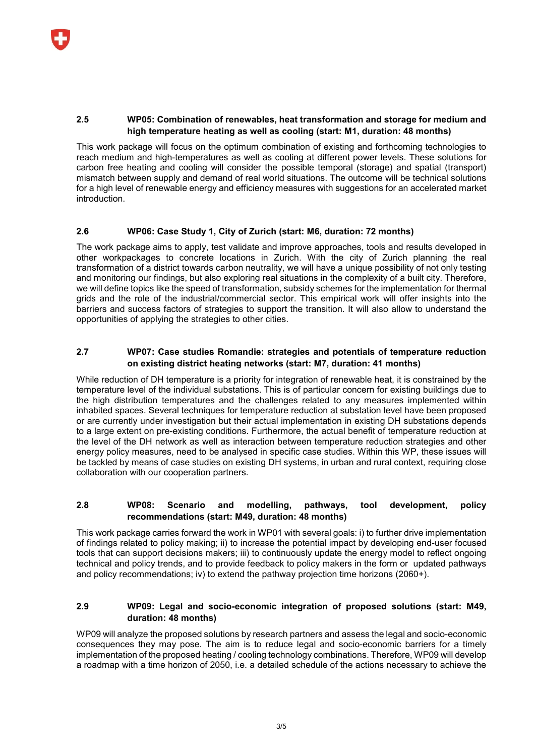### 2.5 WP05: Combination of renewables, heat transformation and storage for medium and high temperature heating as well as cooling (start: M1, duration: 48 months)

This work package will focus on the optimum combination of existing and forthcoming technologies to reach medium and high-temperatures as well as cooling at different power levels. These solutions for carbon free heating and cooling will consider the possible temporal (storage) and spatial (transport) mismatch between supply and demand of real world situations. The outcome will be technical solutions for a high level of renewable energy and efficiency measures with suggestions for an accelerated market introduction.

### 2.6 WP06: Case Study 1, City of Zurich (start: M6, duration: 72 months)

The work package aims to apply, test validate and improve approaches, tools and results developed in other workpackages to concrete locations in Zurich. With the city of Zurich planning the real transformation of a district towards carbon neutrality, we will have a unique possibility of not only testing and monitoring our findings, but also exploring real situations in the complexity of a built city. Therefore, we will define topics like the speed of transformation, subsidy schemes for the implementation for thermal grids and the role of the industrial/commercial sector. This empirical work will offer insights into the barriers and success factors of strategies to support the transition. It will also allow to understand the opportunities of applying the strategies to other cities.

### 2.7 WP07: Case studies Romandie: strategies and potentials of temperature reduction on existing district heating networks (start: M7, duration: 41 months)

While reduction of DH temperature is a priority for integration of renewable heat, it is constrained by the temperature level of the individual substations. This is of particular concern for existing buildings due to the high distribution temperatures and the challenges related to any measures implemented within inhabited spaces. Several techniques for temperature reduction at substation level have been proposed or are currently under investigation but their actual implementation in existing DH substations depends to a large extent on pre-existing conditions. Furthermore, the actual benefit of temperature reduction at the level of the DH network as well as interaction between temperature reduction strategies and other energy policy measures, need to be analysed in specific case studies. Within this WP, these issues will be tackled by means of case studies on existing DH systems, in urban and rural context, requiring close collaboration with our cooperation partners.

### 2.8 WP08: Scenario and modelling, pathways, tool development, policy recommendations (start: M49, duration: 48 months)

This work package carries forward the work in WP01 with several goals: i) to further drive implementation of findings related to policy making; ii) to increase the potential impact by developing end-user focused tools that can support decisions makers; iii) to continuously update the energy model to reflect ongoing technical and policy trends, and to provide feedback to policy makers in the form or updated pathways and policy recommendations; iv) to extend the pathway projection time horizons (2060+).

### 2.9 WP09: Legal and socio-economic integration of proposed solutions (start: M49, duration: 48 months)

WP09 will analyze the proposed solutions by research partners and assess the legal and socio-economic consequences they may pose. The aim is to reduce legal and socio-economic barriers for a timely implementation of the proposed heating / cooling technology combinations. Therefore, WP09 will develop a roadmap with a time horizon of 2050, i.e. a detailed schedule of the actions necessary to achieve the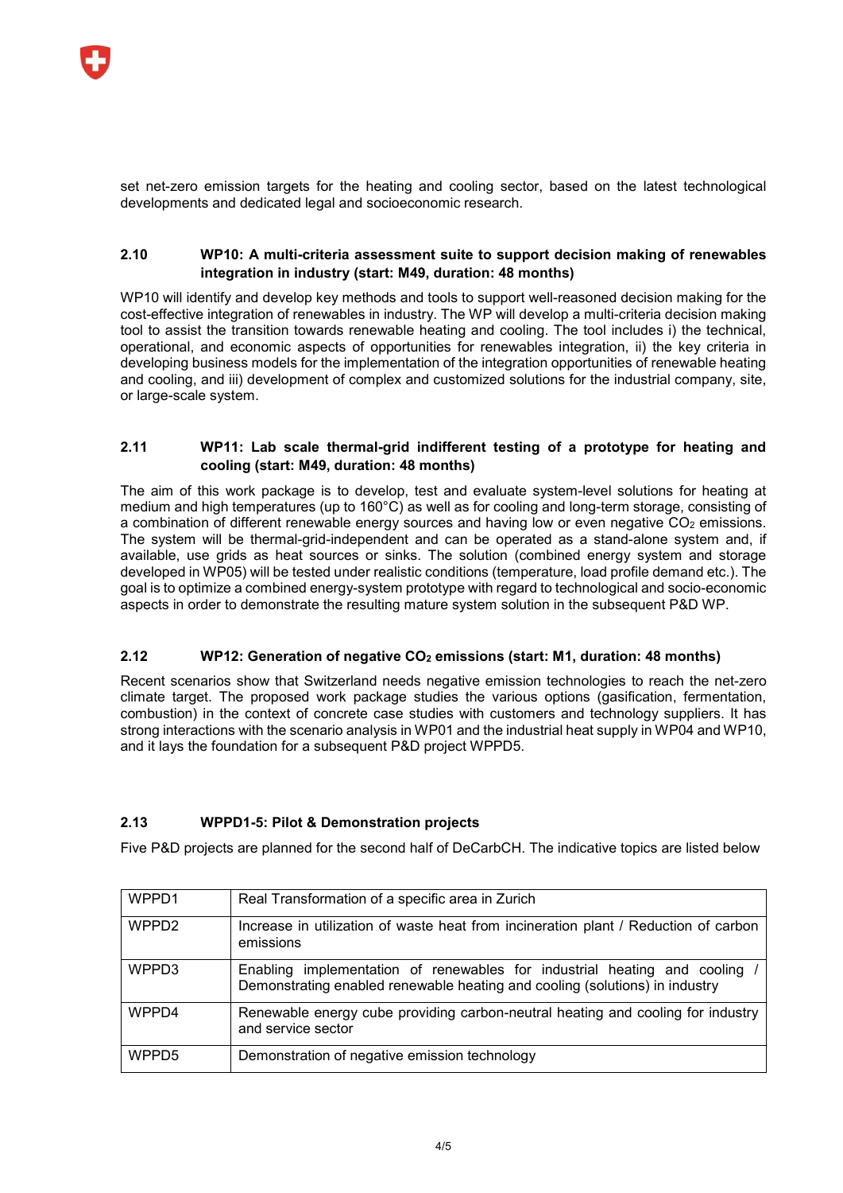set net-zero emission targets for the heating and cooling sector, based on the latest technological developments and dedicated legal and socioeconomic research.

## 2.10 WP10: A multi-criteria assessment suite to support decision making of renewables integration in industry (start: M49, duration: 48 months)

WP10 will identify and develop key methods and tools to support well-reasoned decision making for the cost-effective integration of renewables in industry. The WP will develop a multi-criteria decision making tool to assist the transition towards renewable heating and cooling. The tool includes i) the technical, operational, and economic aspects of opportunities for renewables integration, ii) the key criteria in developing business models for the implementation of the integration opportunities of renewable heating and cooling, and iii) development of complex and customized solutions for the industrial company, site, or large-scale system.

## 2.11 WP11: Lab scale thermal-grid indifferent testing of a prototype for heating and cooling (start: M49, duration: 48 months)

The aim of this work package is to develop, test and evaluate system-level solutions for heating at medium and high temperatures (up to 160°C) as well as for cooling and long-term storage, consisting of a combination of different renewable energy sources and having low or even negative $CO_2$ emissions. The system will be thermal-grid-independent and can be operated as a stand-alone system and, if available, use grids as heat sources or sinks. The solution (combined energy system and storage developed in WP05) will be tested under realistic conditions (temperature, load profile demand etc.). The goal is to optimize a combined energy-system prototype with regard to technological and socio-economic aspects in order to demonstrate the resulting mature system solution in the subsequent P&D WP.

## 2.12 WP12: Generation of negative $CO_2$ emissions (start: M1, duration: 48 months)

Recent scenarios show that Switzerland needs negative emission technologies to reach the net-zero climate target. The proposed work package studies the various options (gasification, fermentation, combustion) in the context of concrete case studies with customers and technology suppliers. It has strong interactions with the scenario analysis in WP01 and the industrial heat supply in WP04 and WP10, and it lays the foundation for a subsequent P&D project WPPD5.

## 2.13 WPPD1-5: Pilot & Demonstration projects

Five P&D projects are planned for the second half of DeCarbCH. The indicative topics are listed below

| | |
|---|---|
| WPPD1 | Real Transformation of a specific area in Zurich |
| WPPD2 | Increase in utilization of waste heat from incineration plant / Reduction of carbon emissions |
| WPPD3 | Enabling implementation of renewables for industrial heating and cooling / Demonstrating enabled renewable heating and cooling (solutions) in industry |
| WPPD4 | Renewable energy cube providing carbon-neutral heating and cooling for industry and service sector |
| WPPD5 | Demonstration of negative emission technology |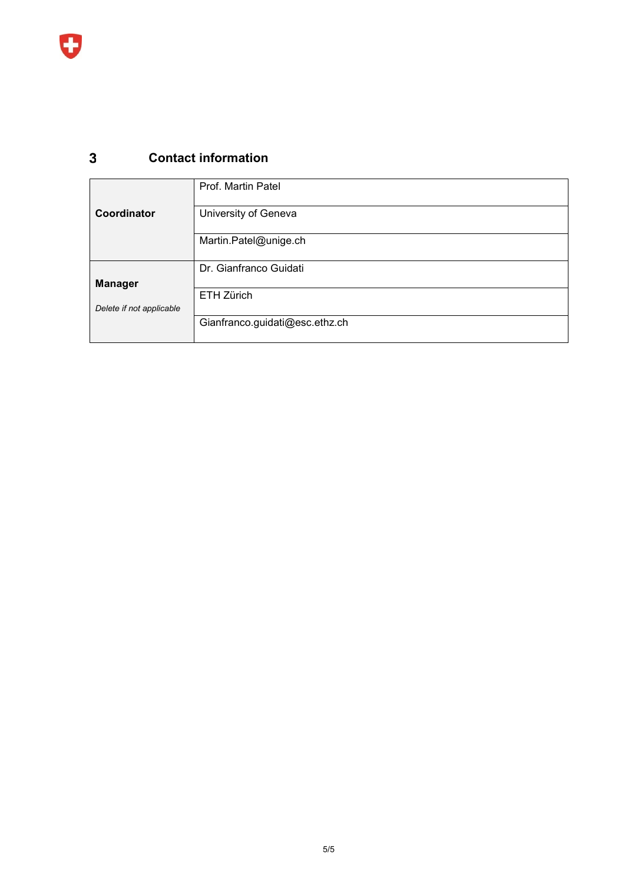## 3 Contact information

| | |
|---|---|
| **Coordinator** | Prof. Martin Patel |
| | University of Geneva |
| | Martin.Patel@unige.ch |
| **Manager** *Delete if not applicable* | Dr. Gianfranco Guidati |
| | ETH Zürich |
| | Gianfranco.guidati@esc.ethz.ch |